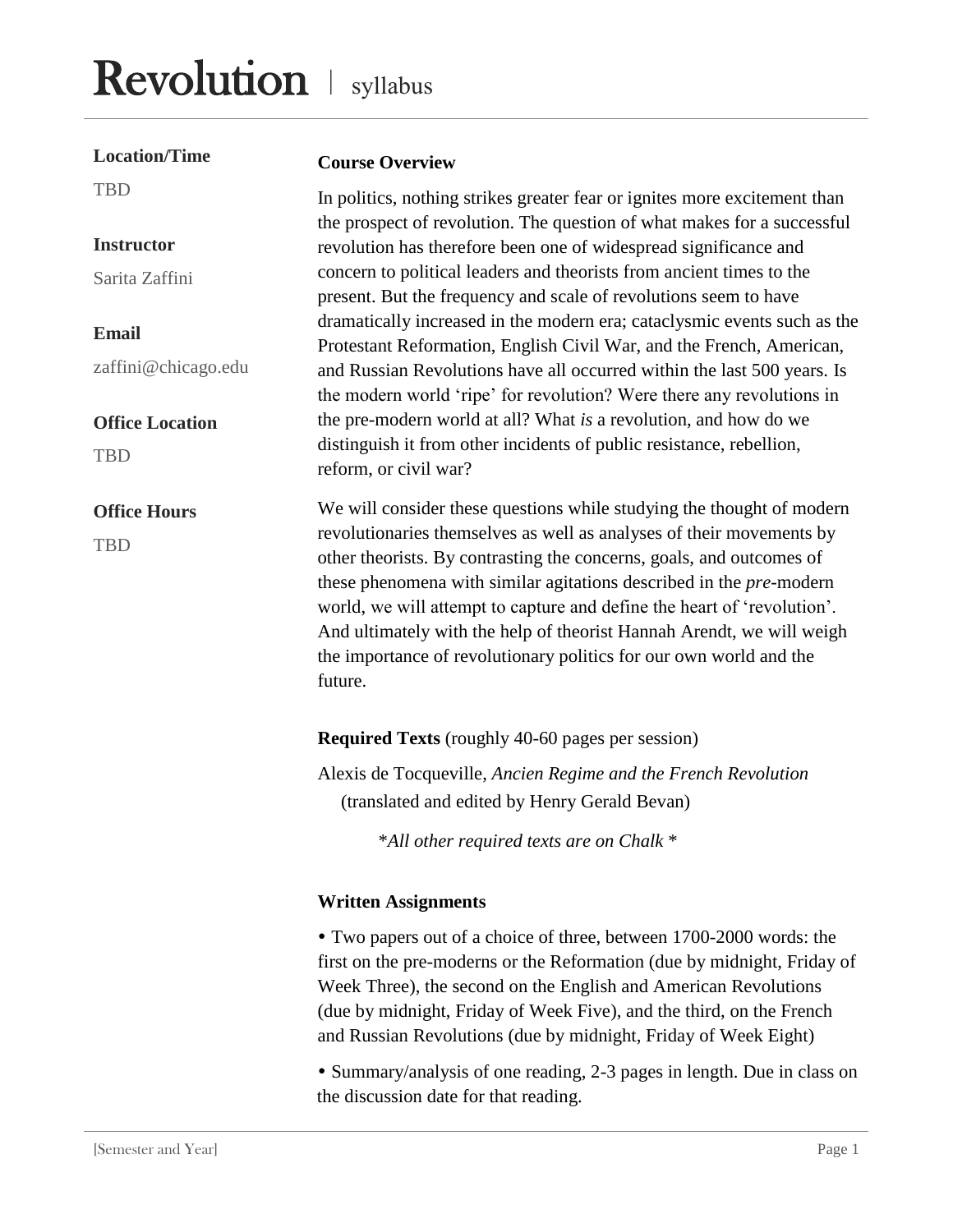# Revolution | syllabus

**Location/Time**

TBD

**Instructor**

Sarita Zaffini

**Email**

zaffini@chicago.edu

**Office Location**

TBD

**Office Hours**

TBD

## Course Overview

In politics, nothing strikes greater fear or ignites more excitement than the prospect of revolution. The question of what makes for a successful revolution has therefore been one of widespread significance and concern to political leaders and theorists from ancient times to the present. But the frequency and scale of revolutions seem to have dramatically increased in the modern era; cataclysmic events such as the Protestant Reformation, English Civil War, and the French, American, and Russian Revolutions have all occurred within the last 500 years. Is the modern world 'ripe' for revolution? Were there any revolutions in the pre-modern world at all? What *is* a revolution, and how do we distinguish it from other incidents of public resistance, rebellion, reform, or civil war?

We will consider these questions while studying the thought of modern revolutionaries themselves as well as analyses of their movements by other theorists. By contrasting the concerns, goals, and outcomes of these phenomena with similar agitations described in the *pre*-modern world, we will attempt to capture and define the heart of 'revolution'. And ultimately with the help of theorist Hannah Arendt, we will weigh the importance of revolutionary politics for our own world and the future.

## Required Texts (roughly 40-60 pages per session)

Alexis de Tocqueville, *Ancien Regime and the French Revolution* (translated and edited by Henry Gerald Bevan)

*\*All other required texts are on Chalk \**

## Written Assignments

- Two papers out of a choice of three, between 1700-2000 words: the first on the pre-moderns or the Reformation (due by midnight, Friday of Week Three), the second on the English and American Revolutions (due by midnight, Friday of Week Five), and the third, on the French and Russian Revolutions (due by midnight, Friday of Week Eight)
- Summary/analysis of one reading, 2-3 pages in length. Due in class on the discussion date for that reading.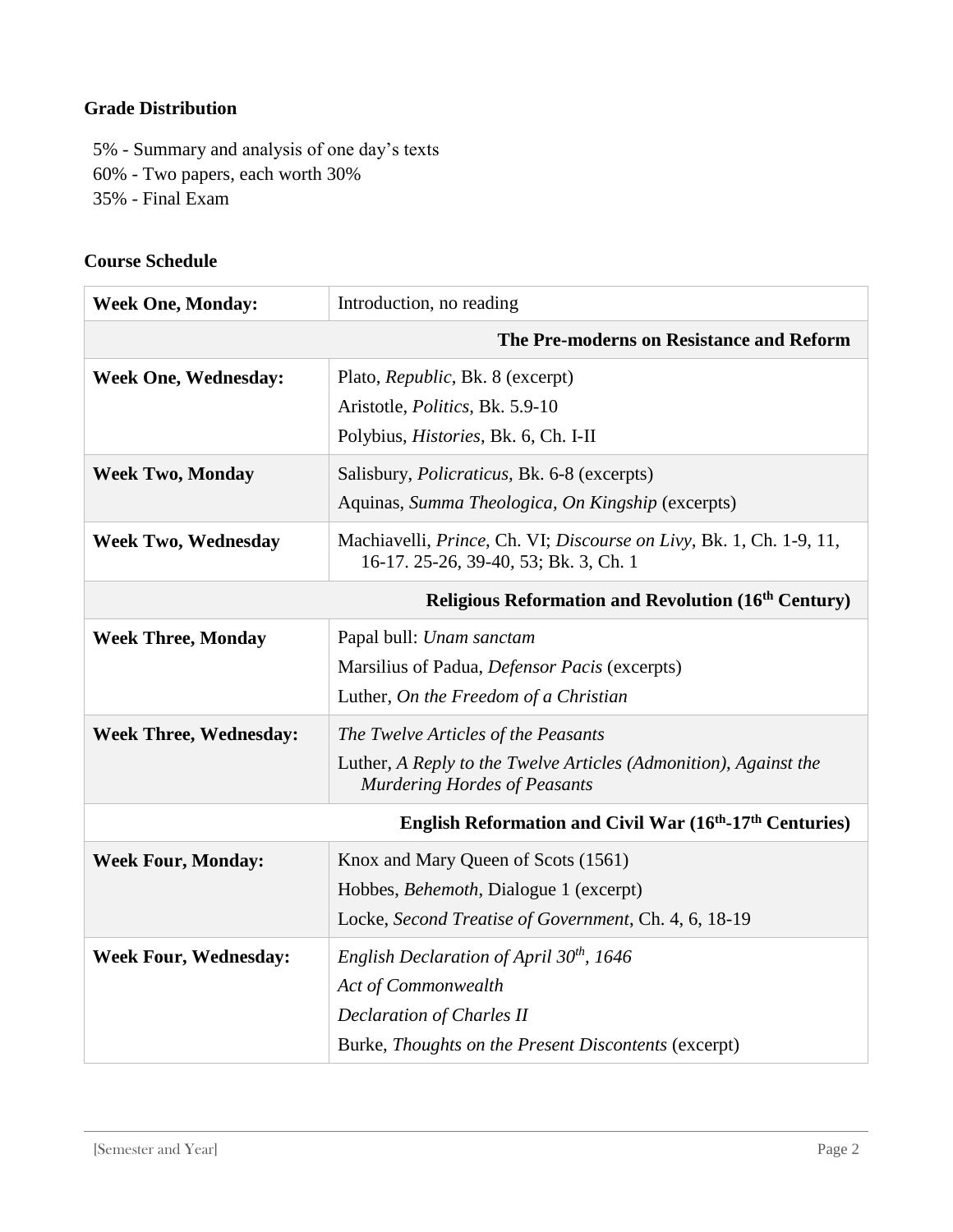**Grade Distribution**

5% - Summary and analysis of one day's texts
60% - Two papers, each worth 30%
35% - Final Exam

**Course Schedule**

| | |
|---|---|
| **Week One, Monday:** | Introduction, no reading |
| | **The Pre-moderns on Resistance and Reform** |
| **Week One, Wednesday:** | Plato, *Republic*, Bk. 8 (excerpt)<br>Aristotle, *Politics*, Bk. 5.9-10<br>Polybius, *Histories*, Bk. 6, Ch. I-II |
| **Week Two, Monday** | Salisbury, *Policraticus,* Bk. 6-8 (excerpts)<br>Aquinas, *Summa Theologica*, *On Kingship* (excerpts) |
| **Week Two, Wednesday** | Machiavelli, *Prince*, Ch. VI; *Discourse on Livy*, Bk. 1, Ch. 1-9, 11, 16-17. 25-26, 39-40, 53; Bk. 3, Ch. 1 |
| | **Religious Reformation and Revolution (16th Century)** |
| **Week Three, Monday** | Papal bull: *Unam sanctam*<br>Marsilius of Padua, *Defensor Pacis* (excerpts)<br>Luther, *On the Freedom of a Christian* |
| **Week Three, Wednesday:** | *The Twelve Articles of the Peasants*<br>Luther, *A Reply to the Twelve Articles (Admonition)*, *Against the Murdering Hordes of Peasants* |
| | **English Reformation and Civil War (16th-17th Centuries)** |
| **Week Four, Monday:** | Knox and Mary Queen of Scots (1561)<br>Hobbes, *Behemoth*, Dialogue 1 (excerpt)<br>Locke, *Second Treatise of Government*, Ch. 4, 6, 18-19 |
| **Week Four, Wednesday:** | *English Declaration of April 30th, 1646*<br>*Act of Commonwealth*<br>*Declaration of Charles II*<br>Burke, *Thoughts on the Present Discontents* (excerpt) |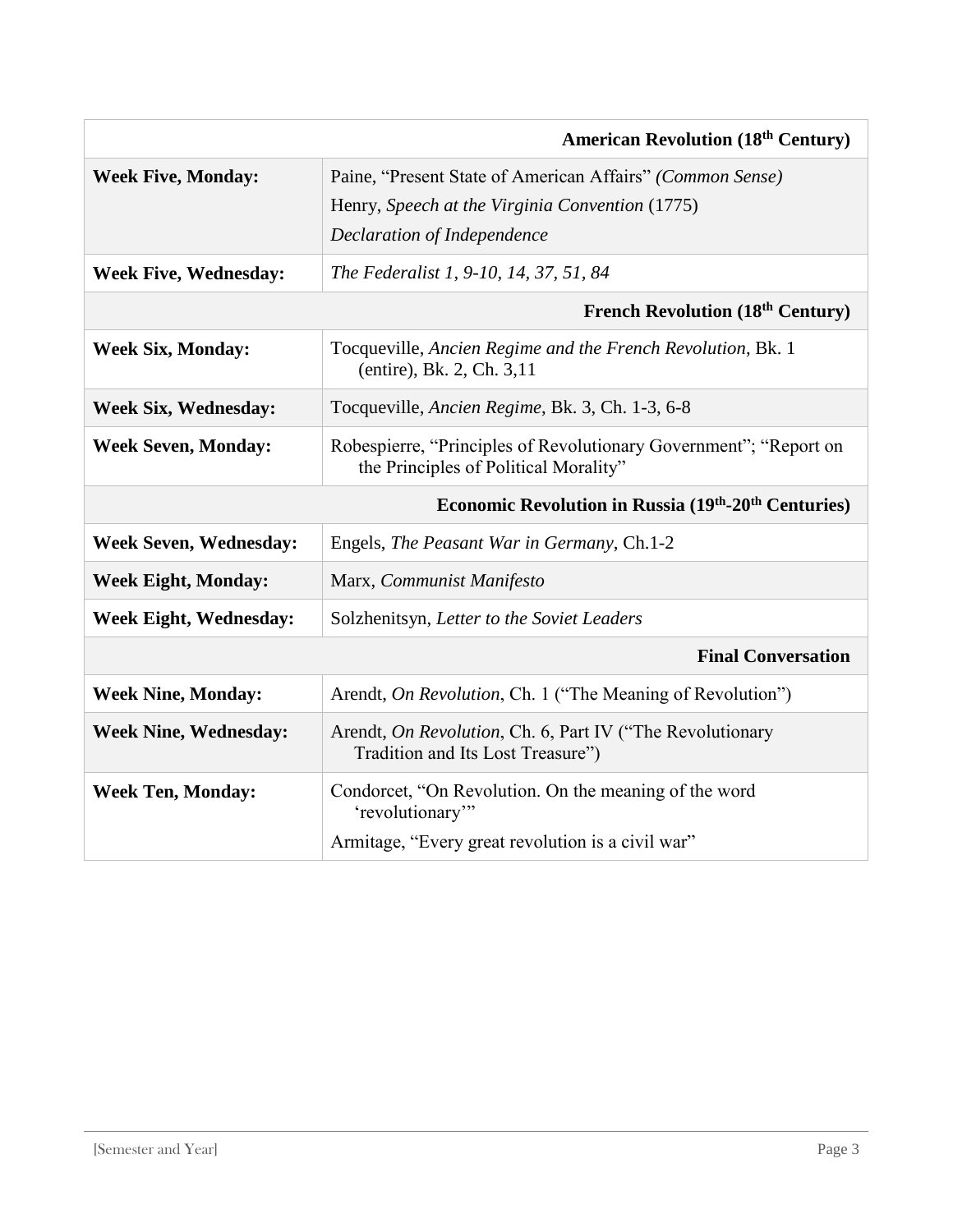| | |
|---|---|
| | **American Revolution (18th Century)** |
| **Week Five, Monday:** | Paine, "Present State of American Affairs" *(Common Sense)*<br>Henry, *Speech at the Virginia Convention* (1775)<br>*Declaration of Independence* |
| **Week Five, Wednesday:** | *The Federalist 1, 9-10, 14, 37, 51, 84* |
| | **French Revolution (18th Century)** |
| **Week Six, Monday:** | Tocqueville, *Ancien Regime and the French Revolution*, Bk. 1 (entire), Bk. 2, Ch. 3,11 |
| **Week Six, Wednesday:** | Tocqueville, *Ancien Regime*, Bk. 3, Ch. 1-3, 6-8 |
| **Week Seven, Monday:** | Robespierre, "Principles of Revolutionary Government"; "Report on the Principles of Political Morality" |
| | **Economic Revolution in Russia (19th-20th Centuries)** |
| **Week Seven, Wednesday:** | Engels, *The Peasant War in Germany*, Ch.1-2 |
| **Week Eight, Monday:** | Marx, *Communist Manifesto* |
| **Week Eight, Wednesday:** | Solzhenitsyn, *Letter to the Soviet Leaders* |
| | **Final Conversation** |
| **Week Nine, Monday:** | Arendt, *On Revolution*, Ch. 1 ("The Meaning of Revolution") |
| **Week Nine, Wednesday:** | Arendt, *On Revolution*, Ch. 6, Part IV ("The Revolutionary Tradition and Its Lost Treasure") |
| **Week Ten, Monday:** | Condorcet, "On Revolution. On the meaning of the word 'revolutionary'"<br>Armitage, "Every great revolution is a civil war" |